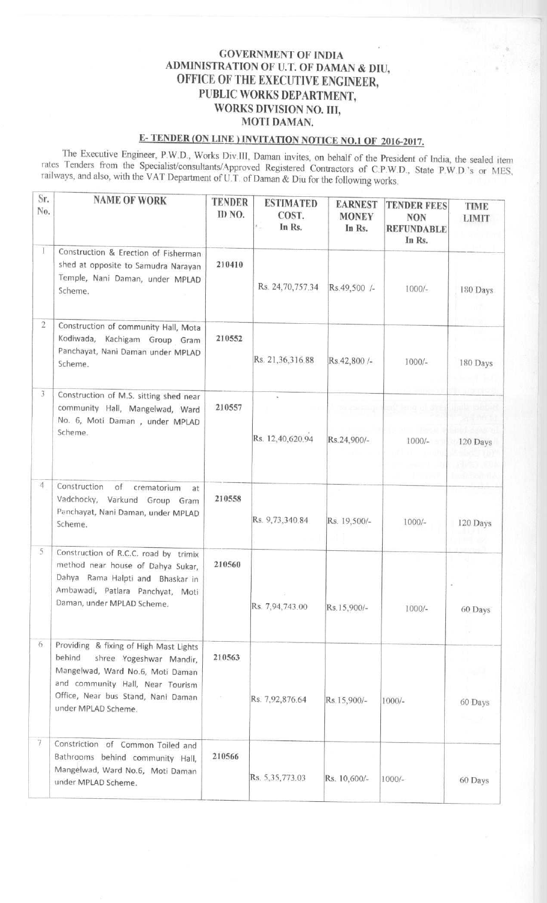# GOVERNMENT OF INDIA
## ADMINISTRATION OF U.T. OF DAMAN & DIU,
## OFFICE OF THE EXECUTIVE ENGINEER,
## PUBLIC WORKS DEPARTMENT,
## WORKS DIVISION NO. III,
## MOTI DAMAN.

### E- TENDER (ON LINE ) INVITATION NOTICE NO.1 OF 2016-2017.

The Executive Engineer, P.W.D., Works Div.III, Daman invites, on behalf of the President of India, the sealed item rates Tenders from the Specialist/consultants/Approved Registered Contractors of C.P.W.D., State P.W.D.'s or MES, railways, and also, with the VAT Department of U.T. of Daman & Diu for the following works.

| Sr. No. | NAME OF WORK | TENDER ID NO. | ESTIMATED COST. In Rs. | EARNEST MONEY In Rs. | TENDER FEES NON REFUNDABLE In Rs. | TIME LIMIT |
|---|---|---|---|---|---|---|
| 1 | Construction & Erection of Fisherman shed at opposite to Samudra Narayan Temple, Nani Daman, under MPLAD Scheme. | 210410 | Rs. 24,70,757.34 | Rs.49,500 /- | 1000/- | 180 Days |
| 2 | Construction of community Hall, Mota Kodiwada, Kachigam Group Gram Panchayat, Nani Daman under MPLAD Scheme. | 210552 | Rs. 21,36,316.88 | Rs.42,800 /- | 1000/- | 180 Days |
| 3 | Construction of M.S. sitting shed near community Hall, Mangelwad, Ward No. 6, Moti Daman , under MPLAD Scheme. | 210557 | Rs. 12,40,620.94 | Rs.24,900/- | 1000/- | 120 Days |
| 4 | Construction of crematorium at Vadchocky, Varkund Group Gram Panchayat, Nani Daman, under MPLAD Scheme. | 210558 | Rs. 9,73,340.84 | Rs. 19,500/- | 1000/- | 120 Days |
| 5 | Construction of R.C.C. road by trimix method near house of Dahya Sukar, Dahya Rama Halpti and Bhaskar in Ambawadi, Patlara Panchyat, Moti Daman, under MPLAD Scheme. | 210560 | Rs. 7,94,743.00 | Rs.15,900/- | 1000/- | 60 Days |
| 6 | Providing & fixing of High Mast Lights behind shree Yogeshwar Mandir, Mangelwad, Ward No.6, Moti Daman and community Hall, Near Tourism Office, Near bus Stand, Nani Daman under MPLAD Scheme. | 210563 | Rs. 7,92,876.64 | Rs.15,900/- | 1000/- | 60 Days |
| 7 | Constriction of Common Toiled and Bathrooms behind community Hall, Mangelwad, Ward No.6, Moti Daman under MPLAD Scheme. | 210566 | Rs. 5,35,773.03 | Rs. 10,600/- | 1000/- | 60 Days |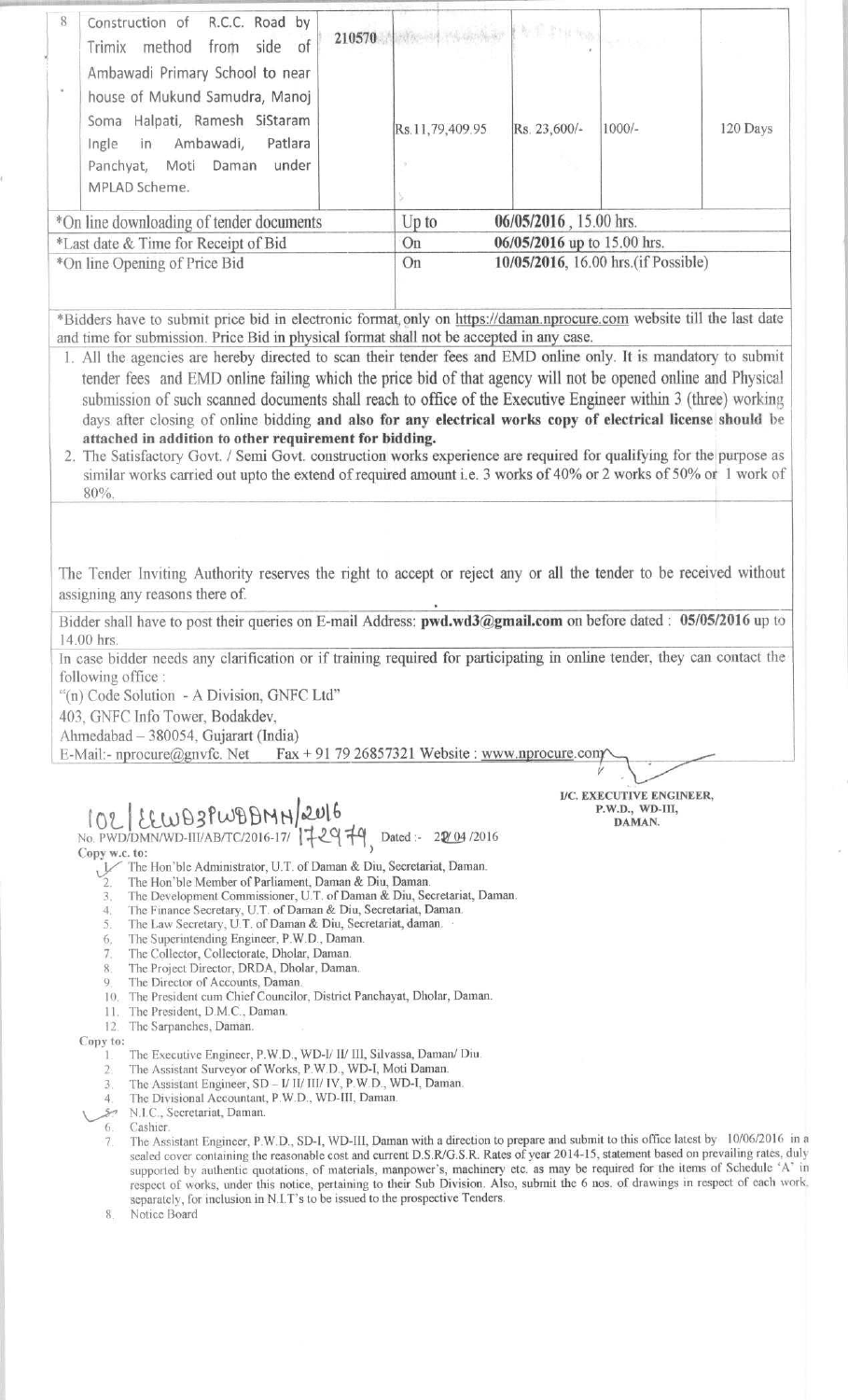| | | | | | | |
|---|---|---|---|---|---|---|
| 8 | Construction of R.C.C. Road by Trimix method from side of Ambawadi Primary School to near house of Mukund Samudra, Manoj Soma Halpati, Ramesh SiStaram Ingle in Ambawadi, Patlara Panchayt, Moti Daman under MPLAD Scheme. | 210570 | Rs.11,79,409.95 | Rs. 23,600/- | 1000/- | 120 Days |

| | | |
|---|---|---|
| *On line downloading of tender documents | Up to | 06/05/2016, 15.00 hrs. |
| *Last date & Time for Receipt of Bid | On | 06/05/2016 up to 15.00 hrs. |
| *On line Opening of Price Bid | On | 10/05/2016, 16.00 hrs.(if Possible) |

*Bidders have to submit price bid in electronic format only on https://daman.nprocure.com website till the last date and time for submission. Price Bid in physical format shall not be accepted in any case.

1. All the agencies are hereby directed to scan their tender fees and EMD online only. It is mandatory to submit tender fees and EMD online failing which the price bid of that agency will not be opened online and Physical submission of such scanned documents shall reach to office of the Executive Engineer within 3 (three) working days after closing of online bidding **and also for any electrical works copy of electrical license should be attached in addition to other requirement for bidding.**
2. The Satisfactory Govt. / Semi Govt. construction works experience are required for qualifying for the purpose as similar works carried out upto the extend of required amount i.e. 3 works of 40% or 2 works of 50% or 1 work of 80%.

The Tender Inviting Authority reserves the right to accept or reject any or all the tender to be received without assigning any reasons there of.

Bidder shall have to post their queries on E-mail Address: **pwd.wd3@gmail.com** on before dated : **05/05/2016** up to 14.00 hrs.

In case bidder needs any clarification or if training required for participating in online tender, they can contact the following office :

"(n) Code Solution - A Division, GNFC Ltd"
403, GNFC Info Tower, Bodakdev,
Ahmedabad – 380054, Gujarart (India)
E-Mail:- nprocure@gnvfc. Net Fax + 91 79 26857321 Website : www.nprocure.com

I/C. EXECUTIVE ENGINEER,
P.W.D., WD-III,
DAMAN.

102 | EEWD3PWDDMN/2016
No. PWD/DMN/WD-III/AB/TC/2016-17/ 17474, Dated :- 22/04/2016

**Copy w.c. to:**

1. The Hon'ble Administrator, U.T. of Daman & Diu, Secretariat, Daman.
2. The Hon'ble Member of Parliament, Daman & Diu, Daman.
3. The Development Commissioner, U.T. of Daman & Diu, Secretariat, Daman.
4. The Finance Secretary, U.T. of Daman & Diu, Secretariat, Daman.
5. The Law Secretary, U.T. of Daman & Diu, Secretariat, daman.
6. The Superintending Engineer, P.W.D., Daman.
7. The Collector, Collectorate, Dholar, Daman.
8. The Project Director, DRDA, Dholar, Daman.
9. The Director of Accounts, Daman.
10. The President cum Chief Councilor, District Panchayat, Dholar, Daman.
11. The President, D.M.C., Daman.
12. The Sarpanches, Daman.

**Copy to:**

1. The Executive Engineer, P.W.D., WD-I/ II/ III, Silvassa, Daman/ Diu.
2. The Assistant Surveyor of Works, P.W.D., WD-I, Moti Daman.
3. The Assistant Engineer, SD – I/ II/ III/ IV, P.W.D., WD-I, Daman.
4. The Divisional Accountant, P.W.D., WD-III, Daman.
5. N.I.C., Secretariat, Daman.
6. Cashier.
7. The Assistant Engineer, P.W.D., SD-I, WD-III, Daman with a direction to prepare and submit to this office latest by 10/06/2016 in a sealed cover containing the reasonable cost and current D.S.R/G.S.R. Rates of year 2014-15, statement based on prevailing rates, duly supported by authentic quotations, of materials, manpower's, machinery etc. as may be required for the items of Schedule 'A' in respect of works, under this notice, pertaining to their Sub Division. Also, submit the 6 nos. of drawings in respect of each work, separately, for inclusion in N.I.T's to be issued to the prospective Tenders.
8. Notice Board